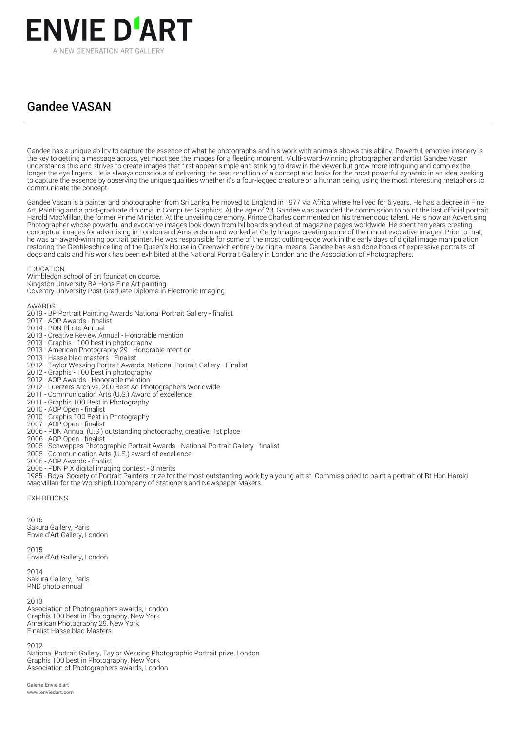# ENVIE D'ART

A NEW GENERATION ART GALLERY

## Gandee VASAN

Gandee has a unique ability to capture the essence of what he photographs and his work with animals shows this ability. Powerful, emotive imagery is the key to getting a message across, yet most see the images for a fleeting moment. Multi-award-winning photographer and artist Gandee Vasan understands this and strives to create images that first appear simple and striking to draw in the viewer but grow more intriguing and complex the longer the eye lingers. He is always conscious of delivering the best rendition of a concept and looks for the most powerful dynamic in an idea, seeking to capture the essence by observing the unique qualities whether it's a four-legged creature or a human being, using the most interesting metaphors to communicate the concept.

Gandee Vasan is a painter and photographer from Sri Lanka, he moved to England in 1977 via Africa where he lived for 6 years. He has a degree in Fine Art, Painting and a post-graduate diploma in Computer Graphics. At the age of 23, Gandee was awarded the commission to paint the last official portrait Harold MacMillan, the former Prime Minister. At the unveiling ceremony, Prince Charles commented on his tremendous talent. He is now an Advertising Photographer whose powerful and evocative images look down from billboards and out of magazine pages worldwide. He spent ten years creating conceptual images for advertising in London and Amsterdam and worked at Getty Images creating some of their most evocative images. Prior to that, he was an award-winning portrait painter. He was responsible for some of the most cutting-edge work in the early days of digital image manipulation, restoring the Gentileschi ceiling of the Queen's House in Greenwich entirely by digital means. Gandee has also done books of expressive portraits of dogs and cats and his work has been exhibited at the National Portrait Gallery in London and the Association of Photographers.

EDUCATION
Wimbledon school of art foundation course.
Kingston University BA Hons Fine Art painting.
Coventry University Post Graduate Diploma in Electronic Imaging.

AWARDS
2019 - BP Portrait Painting Awards National Portrait Gallery - finalist
2017 - AOP Awards - finalist
2014 - PDN Photo Annual
2013 - Creative Review Annual - Honorable mention
2013 - Graphis - 100 best in photography
2013 - American Photography 29 - Honorable mention
2013 - Hasselblad masters - Finalist
2012 - Taylor Wessing Portrait Awards, National Portrait Gallery - Finalist
2012 - Graphis - 100 best in photography
2012 - AOP Awards - Honorable mention
2012 - Luerzers Archive, 200 Best Ad Photographers Worldwide
2011 - Communication Arts (U.S.) Award of excellence
2011 - Graphis 100 Best in Photography
2010 - AOP Open - finalist
2010 - Graphis 100 Best in Photography
2007 - AOP Open - finalist
2006 - PDN Annual (U.S.) outstanding photography, creative, 1st place
2006 - AOP Open - finalist
2005 - Schweppes Photographic Portrait Awards - National Portrait Gallery - finalist
2005 - Communication Arts (U.S.) award of excellence
2005 - AOP Awards - finalist
2005 - PDN PIX digital imaging contest - 3 merits
1985 - Royal Society of Portrait Painters prize for the most outstanding work by a young artist. Commissioned to paint a portrait of Rt Hon Harold MacMillan for the Worshipful Company of Stationers and Newspaper Makers.

EXHIBITIONS

2016
Sakura Gallery, Paris
Envie d'Art Gallery, London

2015
Envie d'Art Gallery, London

2014
Sakura Gallery, Paris
PND photo annual

2013
Association of Photographers awards, London
Graphis 100 best in Photography, New York
American Photography 29, New York
Finalist Hasselblad Masters

2012
National Portrait Gallery, Taylor Wessing Photographic Portrait prize, London
Graphis 100 best in Photography, New York
Association of Photographers awards, London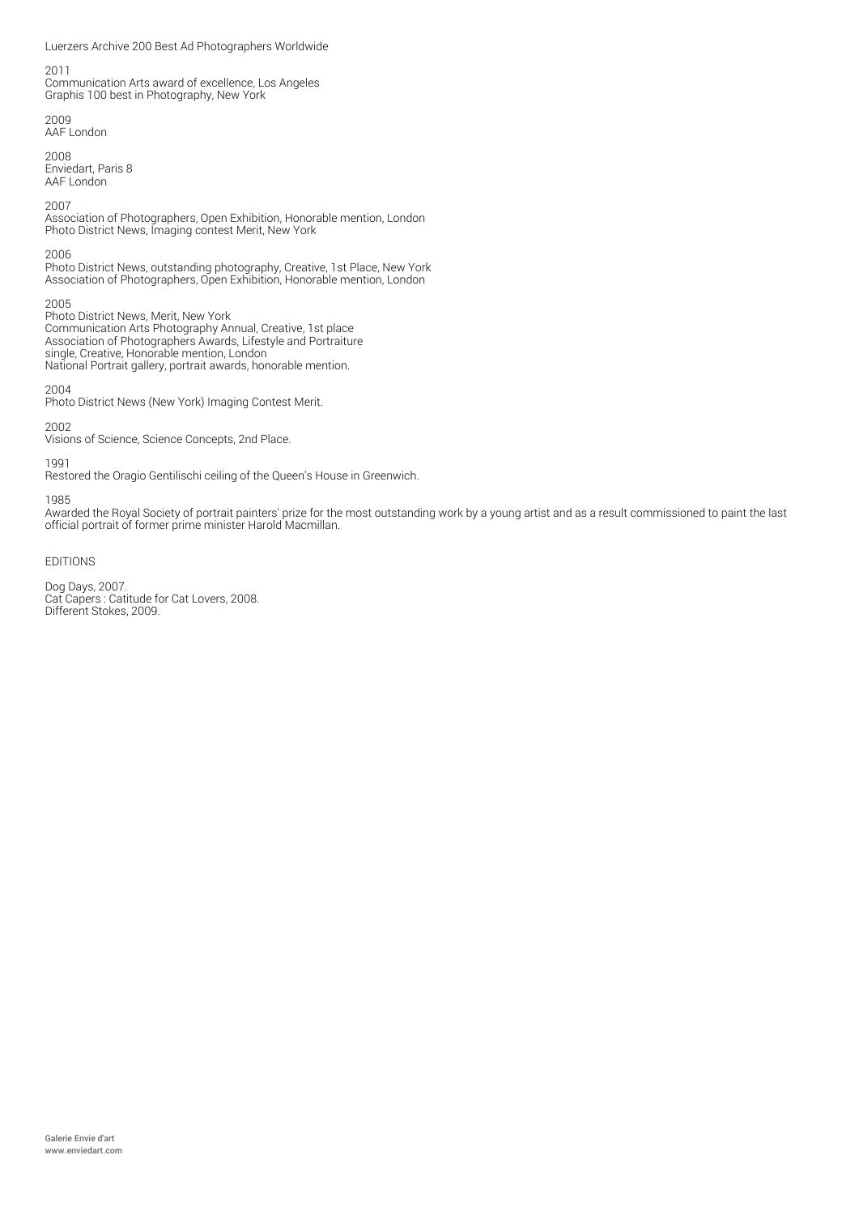Luerzers Archive 200 Best Ad Photographers Worldwide

2011
Communication Arts award of excellence, Los Angeles
Graphis 100 best in Photography, New York

2009
AAF London

2008
Enviedart, Paris 8
AAF London

2007
Association of Photographers, Open Exhibition, Honorable mention, London
Photo District News, Imaging contest Merit, New York

2006
Photo District News, outstanding photography, Creative, 1st Place, New York
Association of Photographers, Open Exhibition, Honorable mention, London

2005
Photo District News, Merit, New York
Communication Arts Photography Annual, Creative, 1st place
Association of Photographers Awards, Lifestyle and Portraiture single, Creative, Honorable mention, London
National Portrait gallery, portrait awards, honorable mention.

2004
Photo District News (New York) Imaging Contest Merit.

2002
Visions of Science, Science Concepts, 2nd Place.

1991
Restored the Oragio Gentilischi ceiling of the Queen's House in Greenwich.

1985
Awarded the Royal Society of portrait painters' prize for the most outstanding work by a young artist and as a result commissioned to paint the last official portrait of former prime minister Harold Macmillan.

EDITIONS

Dog Days, 2007.
Cat Capers : Catitude for Cat Lovers, 2008.
Different Stokes, 2009.

Galerie Envie d'art
www.enviedart.com